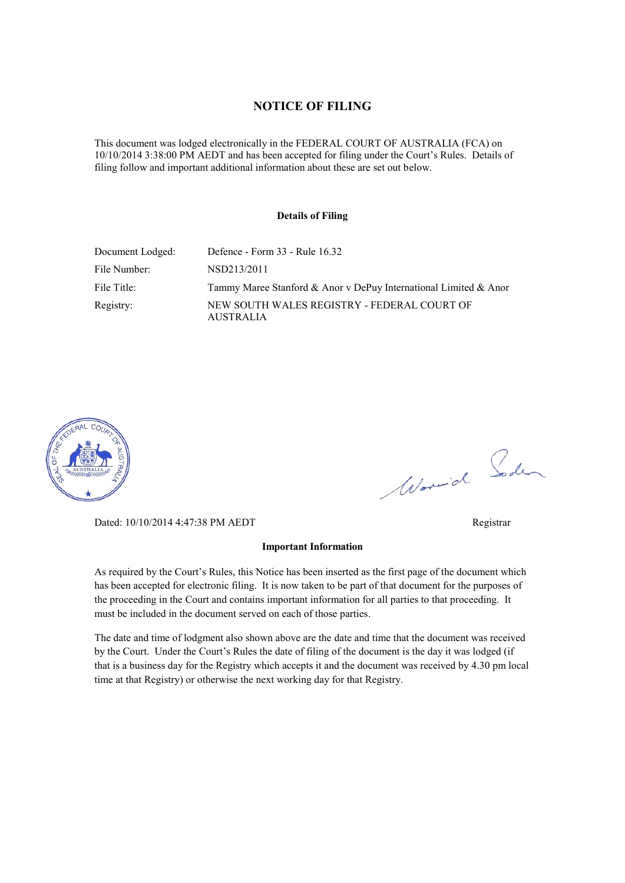# NOTICE OF FILING

This document was lodged electronically in the FEDERAL COURT OF AUSTRALIA (FCA) on 10/10/2014 3:38:00 PM AEDT and has been accepted for filing under the Court's Rules. Details of filing follow and important additional information about these are set out below.

### Details of Filing

| | |
|---|---|
| Document Lodged: | Defence - Form 33 - Rule 16.32 |
| File Number: | NSD213/2011 |
| File Title: | Tammy Maree Stanford & Anor v DePuy International Limited & Anor |
| Registry: | NEW SOUTH WALES REGISTRY - FEDERAL COURT OF AUSTRALIA |

Dated: 10/10/2014 4:47:38 PM AEDT

Registrar

### Important Information

As required by the Court's Rules, this Notice has been inserted as the first page of the document which has been accepted for electronic filing. It is now taken to be part of that document for the purposes of the proceeding in the Court and contains important information for all parties to that proceeding. It must be included in the document served on each of those parties.

The date and time of lodgment also shown above are the date and time that the document was received by the Court. Under the Court's Rules the date of filing of the document is the day it was lodged (if that is a business day for the Registry which accepts it and the document was received by 4.30 pm local time at that Registry) or otherwise the next working day for that Registry.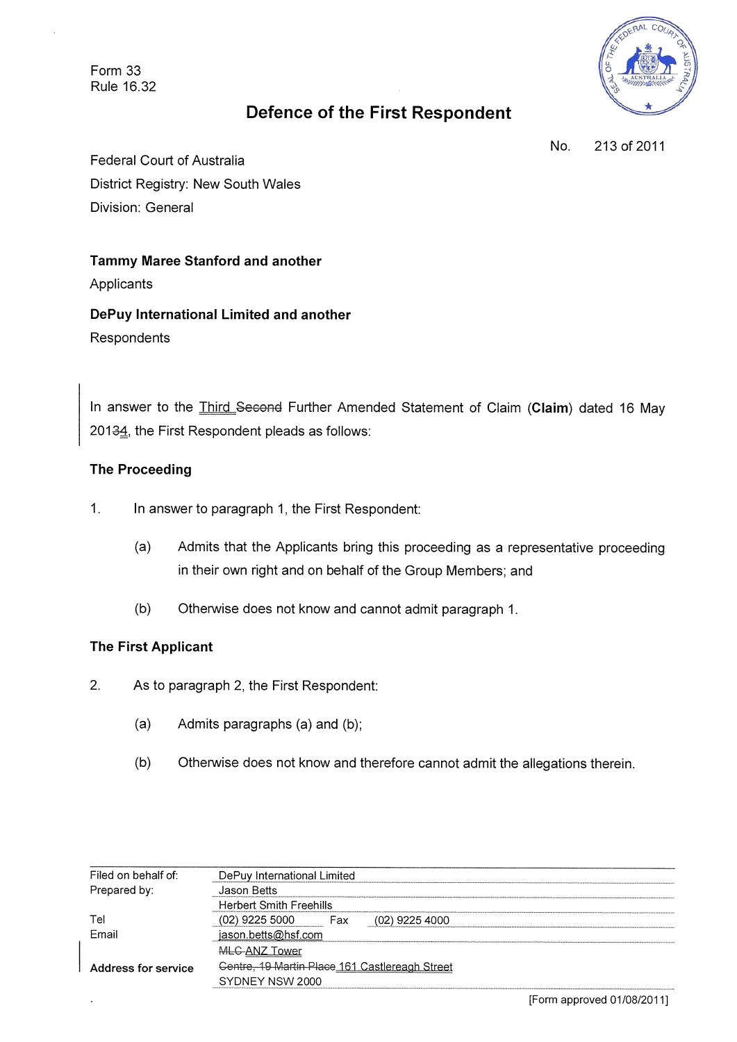Form 33
Rule 16.32

# Defence of the First Respondent

No. 213 of 2011

Federal Court of Australia
District Registry: New South Wales
Division: General

**Tammy Maree Stanford and another**
Applicants

**DePuy International Limited and another**
Respondents

In answer to the <u>Third</u> ~~Second~~ Further Amended Statement of Claim (**Claim**) dated 16 May 201~~3~~<u>4</u>, the First Respondent pleads as follows:

## The Proceeding

1. In answer to paragraph 1, the First Respondent:

   (a) Admits that the Applicants bring this proceeding as a representative proceeding in their own right and on behalf of the Group Members; and

   (b) Otherwise does not know and cannot admit paragraph 1.

## The First Applicant

2. As to paragraph 2, the First Respondent:

   (a) Admits paragraphs (a) and (b);

   (b) Otherwise does not know and therefore cannot admit the allegations therein.

| | |
|---|---|
| Filed on behalf of: | DePuy International Limited |
| Prepared by: | Jason Betts |
| | Herbert Smith Freehills |
| Tel | (02) 9225 5000 Fax (02) 9225 4000 |
| Email | jason.betts@hsf.com |
| | ~~MLC~~ <u>ANZ Tower</u> |
| **Address for service** | ~~Centre, 19 Martin Place~~ <u>161 Castlereagh Street</u> |
| | SYDNEY NSW 2000 |

[Form approved 01/08/2011]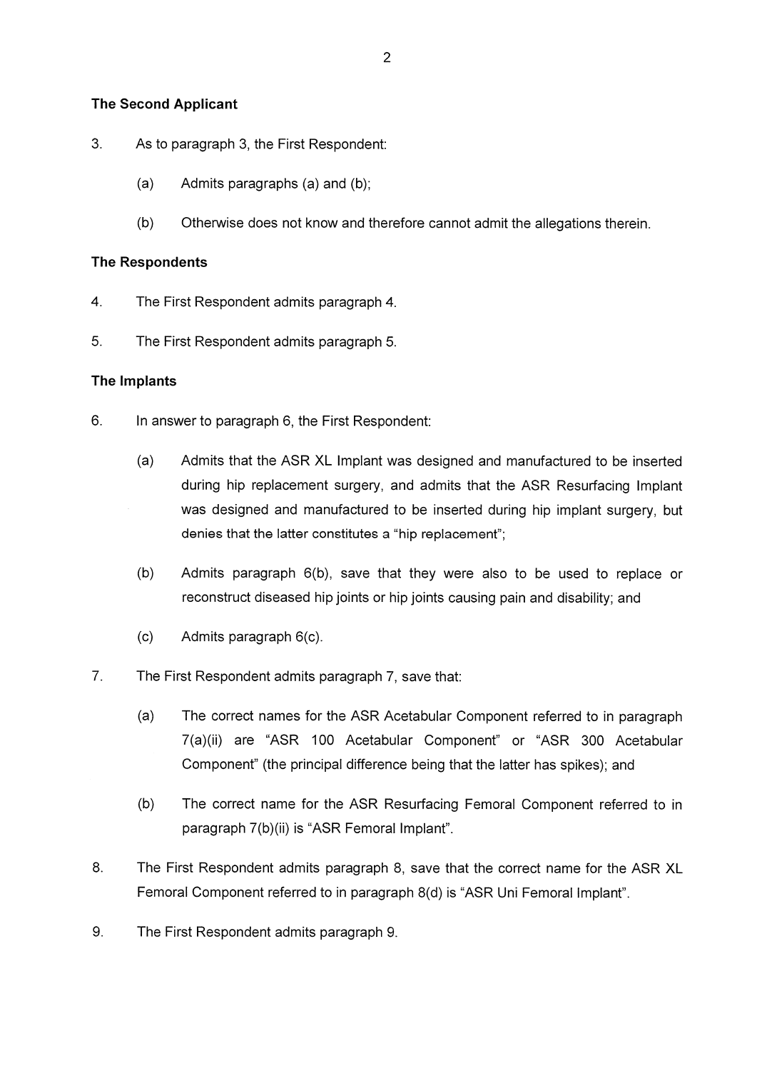### The Second Applicant

3. As to paragraph 3, the First Respondent:

   (a) Admits paragraphs (a) and (b);

   (b) Otherwise does not know and therefore cannot admit the allegations therein.

### The Respondents

4. The First Respondent admits paragraph 4.

5. The First Respondent admits paragraph 5.

### The Implants

6. In answer to paragraph 6, the First Respondent:

   (a) Admits that the ASR XL Implant was designed and manufactured to be inserted during hip replacement surgery, and admits that the ASR Resurfacing Implant was designed and manufactured to be inserted during hip implant surgery, but denies that the latter constitutes a "hip replacement";

   (b) Admits paragraph 6(b), save that they were also to be used to replace or reconstruct diseased hip joints or hip joints causing pain and disability; and

   (c) Admits paragraph 6(c).

7. The First Respondent admits paragraph 7, save that:

   (a) The correct names for the ASR Acetabular Component referred to in paragraph 7(a)(ii) are "ASR 100 Acetabular Component" or "ASR 300 Acetabular Component" (the principal difference being that the latter has spikes); and

   (b) The correct name for the ASR Resurfacing Femoral Component referred to in paragraph 7(b)(ii) is "ASR Femoral Implant".

8. The First Respondent admits paragraph 8, save that the correct name for the ASR XL Femoral Component referred to in paragraph 8(d) is "ASR Uni Femoral Implant".

9. The First Respondent admits paragraph 9.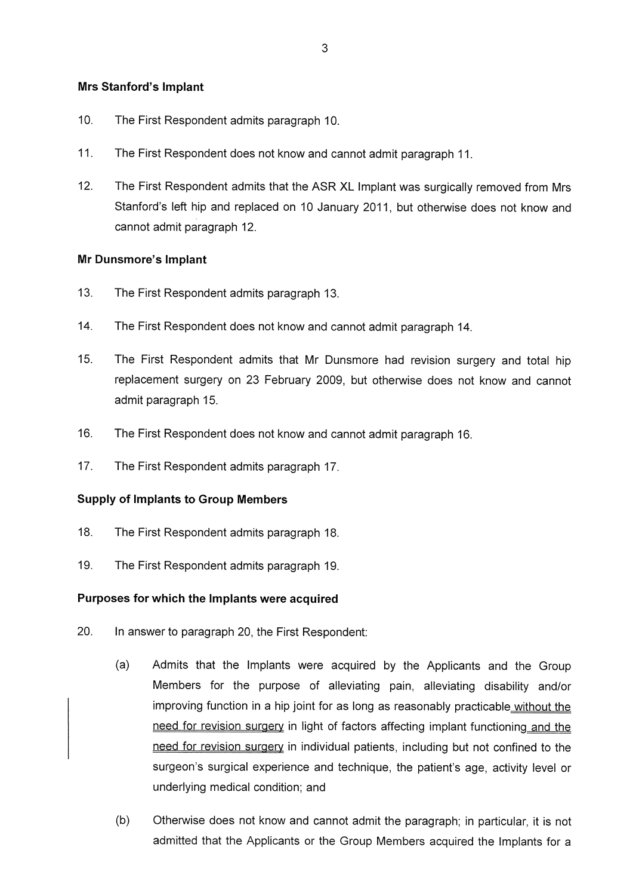**Mrs Stanford's Implant**

10. The First Respondent admits paragraph 10.

11. The First Respondent does not know and cannot admit paragraph 11.

12. The First Respondent admits that the ASR XL Implant was surgically removed from Mrs Stanford's left hip and replaced on 10 January 2011, but otherwise does not know and cannot admit paragraph 12.

**Mr Dunsmore's Implant**

13. The First Respondent admits paragraph 13.

14. The First Respondent does not know and cannot admit paragraph 14.

15. The First Respondent admits that Mr Dunsmore had revision surgery and total hip replacement surgery on 23 February 2009, but otherwise does not know and cannot admit paragraph 15.

16. The First Respondent does not know and cannot admit paragraph 16.

17. The First Respondent admits paragraph 17.

**Supply of Implants to Group Members**

18. The First Respondent admits paragraph 18.

19. The First Respondent admits paragraph 19.

**Purposes for which the Implants were acquired**

20. In answer to paragraph 20, the First Respondent:

    (a) Admits that the Implants were acquired by the Applicants and the Group Members for the purpose of alleviating pain, alleviating disability and/or improving function in a hip joint for as long as reasonably practicable without the need for revision surgery in light of factors affecting implant functioning and the need for revision surgery in individual patients, including but not confined to the surgeon's surgical experience and technique, the patient's age, activity level or underlying medical condition; and

    (b) Otherwise does not know and cannot admit the paragraph; in particular, it is not admitted that the Applicants or the Group Members acquired the Implants for a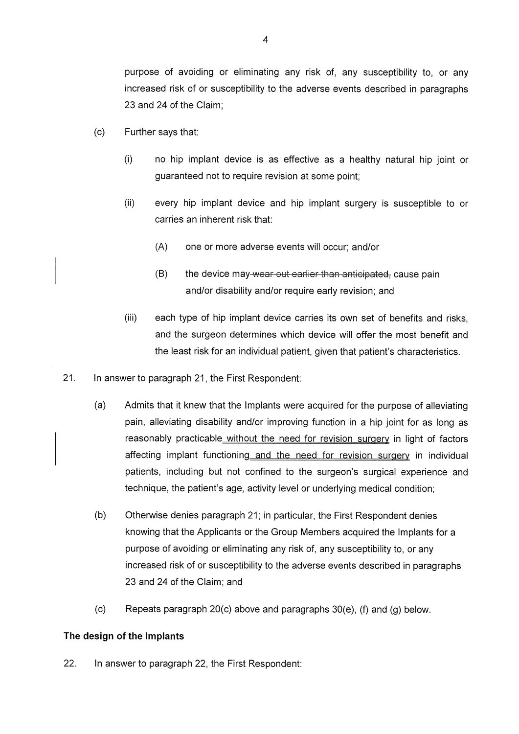purpose of avoiding or eliminating any risk of, any susceptibility to, or any increased risk of or susceptibility to the adverse events described in paragraphs 23 and 24 of the Claim;

(c) Further says that:

   (i) no hip implant device is as effective as a healthy natural hip joint or guaranteed not to require revision at some point;

   (ii) every hip implant device and hip implant surgery is susceptible to or carries an inherent risk that:

      (A) one or more adverse events will occur; and/or

      (B) the device may ~~wear out earlier than anticipated,~~ cause pain and/or disability and/or require early revision; and

   (iii) each type of hip implant device carries its own set of benefits and risks, and the surgeon determines which device will offer the most benefit and the least risk for an individual patient, given that patient's characteristics.

21. In answer to paragraph 21, the First Respondent:

   (a) Admits that it knew that the Implants were acquired for the purpose of alleviating pain, alleviating disability and/or improving function in a hip joint for as long as reasonably practicable <u>without the need for revision surgery</u> in light of factors affecting implant functioning <u>and the need for revision surgery</u> in individual patients, including but not confined to the surgeon's surgical experience and technique, the patient's age, activity level or underlying medical condition;

   (b) Otherwise denies paragraph 21; in particular, the First Respondent denies knowing that the Applicants or the Group Members acquired the Implants for a purpose of avoiding or eliminating any risk of, any susceptibility to, or any increased risk of or susceptibility to the adverse events described in paragraphs 23 and 24 of the Claim; and

   (c) Repeats paragraph 20(c) above and paragraphs 30(e), (f) and (g) below.

**The design of the Implants**

22. In answer to paragraph 22, the First Respondent: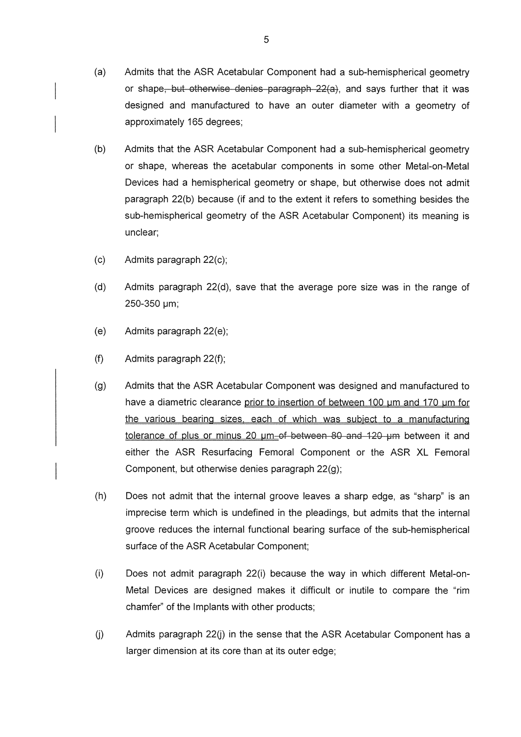(a) Admits that the ASR Acetabular Component had a sub-hemispherical geometry or shape~~, but otherwise denies paragraph 22(a)~~, and says further that it was designed and manufactured to have an outer diameter with a geometry of approximately 165 degrees;

(b) Admits that the ASR Acetabular Component had a sub-hemispherical geometry or shape, whereas the acetabular components in some other Metal-on-Metal Devices had a hemispherical geometry or shape, but otherwise does not admit paragraph 22(b) because (if and to the extent it refers to something besides the sub-hemispherical geometry of the ASR Acetabular Component) its meaning is unclear;

(c) Admits paragraph 22(c);

(d) Admits paragraph 22(d), save that the average pore size was in the range of 250-350 μm;

(e) Admits paragraph 22(e);

(f) Admits paragraph 22(f);

(g) Admits that the ASR Acetabular Component was designed and manufactured to have a diametric clearance prior to insertion of between 100 μm and 170 μm for the various bearing sizes, each of which was subject to a manufacturing tolerance of plus or minus 20 μm ~~of between 80 and 120 μm~~ between it and either the ASR Resurfacing Femoral Component or the ASR XL Femoral Component, but otherwise denies paragraph 22(g);

(h) Does not admit that the internal groove leaves a sharp edge, as "sharp" is an imprecise term which is undefined in the pleadings, but admits that the internal groove reduces the internal functional bearing surface of the sub-hemispherical surface of the ASR Acetabular Component;

(i) Does not admit paragraph 22(i) because the way in which different Metal-on-Metal Devices are designed makes it difficult or inutile to compare the "rim chamfer" of the Implants with other products;

(j) Admits paragraph 22(j) in the sense that the ASR Acetabular Component has a larger dimension at its core than at its outer edge;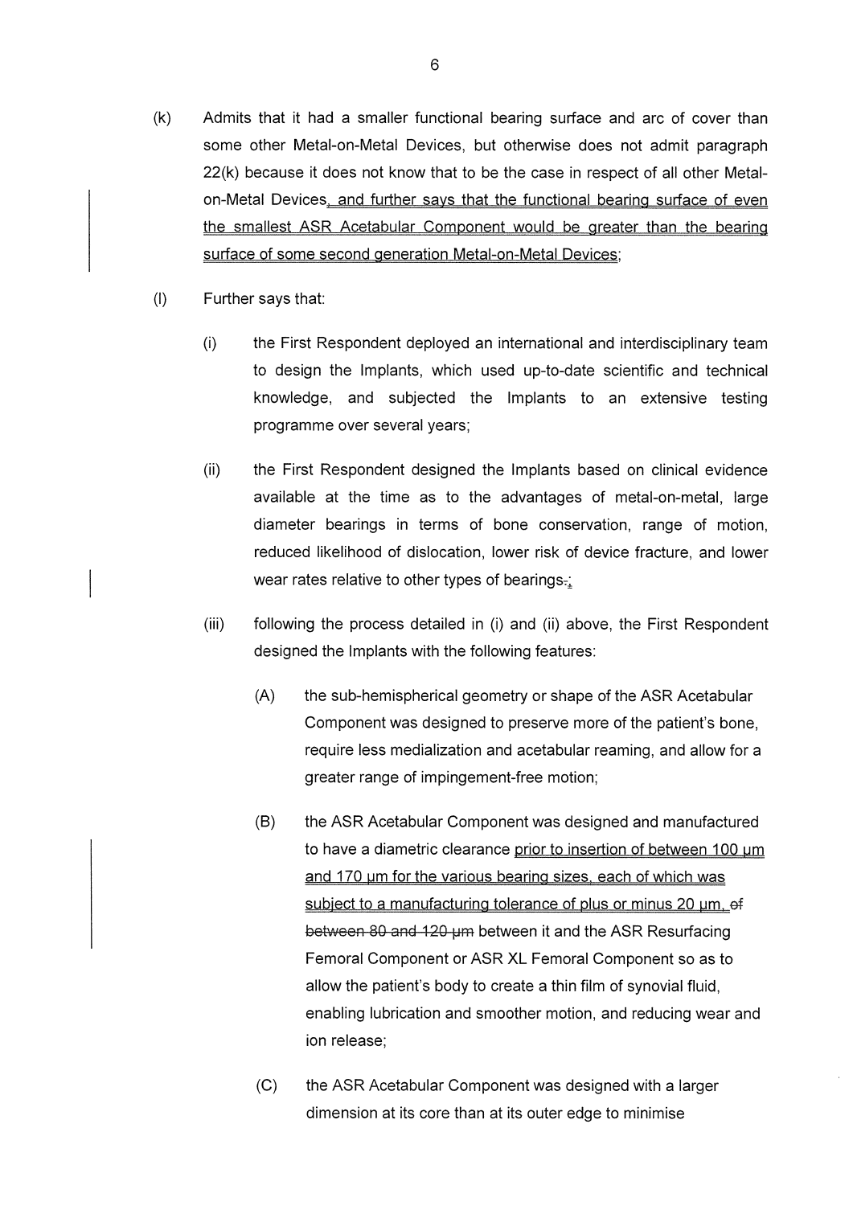(k) Admits that it had a smaller functional bearing surface and arc of cover than some other Metal-on-Metal Devices, but otherwise does not admit paragraph 22(k) because it does not know that to be the case in respect of all other Metal-on-Metal Devices, and further says that the functional bearing surface of even the smallest ASR Acetabular Component would be greater than the bearing surface of some second generation Metal-on-Metal Devices;

(l) Further says that:

   (i) the First Respondent deployed an international and interdisciplinary team to design the Implants, which used up-to-date scientific and technical knowledge, and subjected the Implants to an extensive testing programme over several years;

   (ii) the First Respondent designed the Implants based on clinical evidence available at the time as to the advantages of metal-on-metal, large diameter bearings in terms of bone conservation, range of motion, reduced likelihood of dislocation, lower risk of device fracture, and lower wear rates relative to other types of bearings.;

   (iii) following the process detailed in (i) and (ii) above, the First Respondent designed the Implants with the following features:

      (A) the sub-hemispherical geometry or shape of the ASR Acetabular Component was designed to preserve more of the patient's bone, require less medialization and acetabular reaming, and allow for a greater range of impingement-free motion;

      (B) the ASR Acetabular Component was designed and manufactured to have a diametric clearance prior to insertion of between 100 μm and 170 μm for the various bearing sizes, each of which was subject to a manufacturing tolerance of plus or minus 20 μm, ~~of between 80 and 120 μm~~ between it and the ASR Resurfacing Femoral Component or ASR XL Femoral Component so as to allow the patient's body to create a thin film of synovial fluid, enabling lubrication and smoother motion, and reducing wear and ion release;

      (C) the ASR Acetabular Component was designed with a larger dimension at its core than at its outer edge to minimise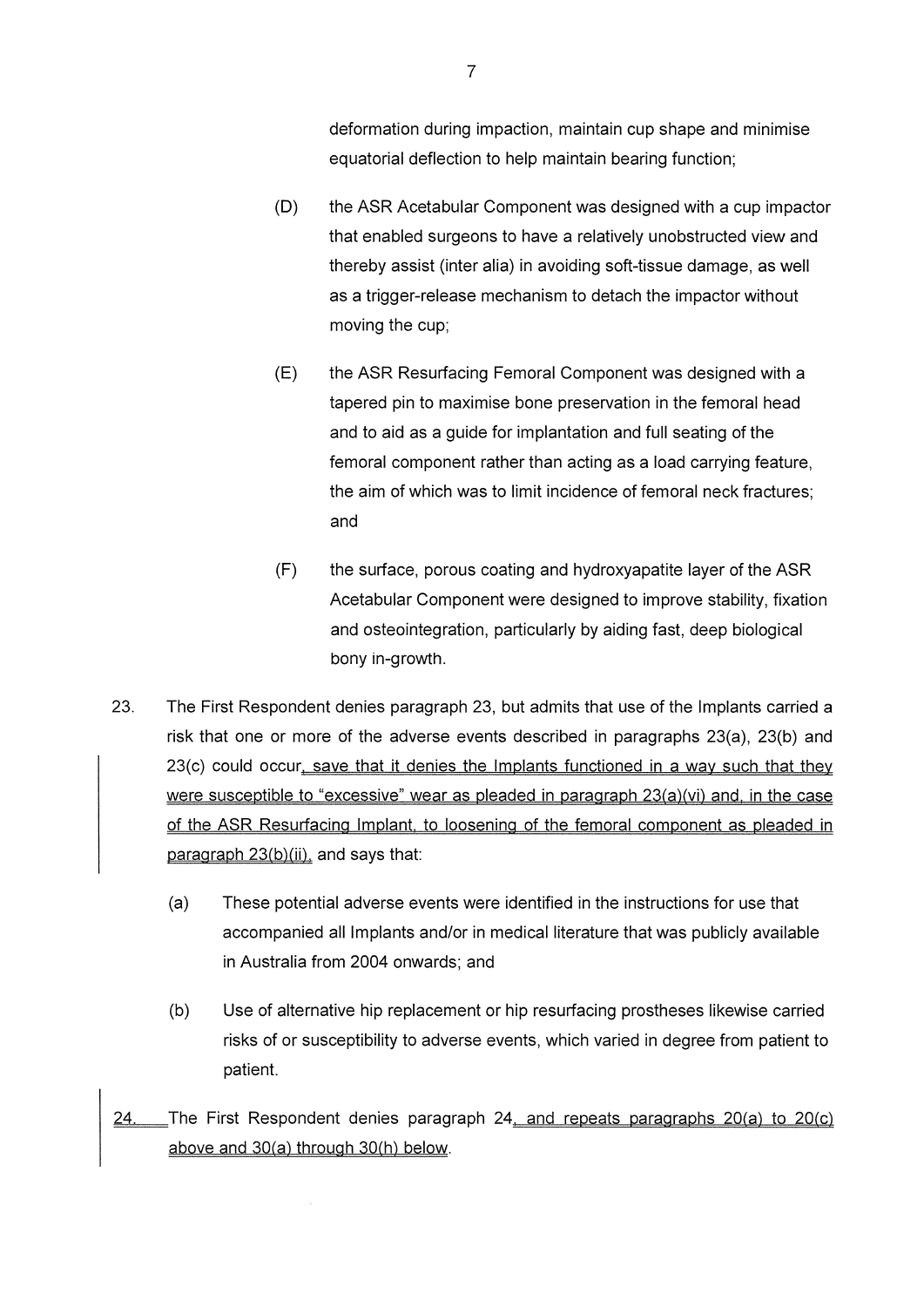deformation during impaction, maintain cup shape and minimise equatorial deflection to help maintain bearing function;

(D) the ASR Acetabular Component was designed with a cup impactor that enabled surgeons to have a relatively unobstructed view and thereby assist (inter alia) in avoiding soft-tissue damage, as well as a trigger-release mechanism to detach the impactor without moving the cup;

(E) the ASR Resurfacing Femoral Component was designed with a tapered pin to maximise bone preservation in the femoral head and to aid as a guide for implantation and full seating of the femoral component rather than acting as a load carrying feature, the aim of which was to limit incidence of femoral neck fractures; and

(F) the surface, porous coating and hydroxyapatite layer of the ASR Acetabular Component were designed to improve stability, fixation and osteointegration, particularly by aiding fast, deep biological bony in-growth.

23. The First Respondent denies paragraph 23, but admits that use of the Implants carried a risk that one or more of the adverse events described in paragraphs 23(a), 23(b) and 23(c) could occur, save that it denies the Implants functioned in a way such that they were susceptible to "excessive" wear as pleaded in paragraph 23(a)(vi) and, in the case of the ASR Resurfacing Implant, to loosening of the femoral component as pleaded in paragraph 23(b)(ii), and says that:

   (a) These potential adverse events were identified in the instructions for use that accompanied all Implants and/or in medical literature that was publicly available in Australia from 2004 onwards; and

   (b) Use of alternative hip replacement or hip resurfacing prostheses likewise carried risks of or susceptibility to adverse events, which varied in degree from patient to patient.

24. The First Respondent denies paragraph 24, and repeats paragraphs 20(a) to 20(c) above and 30(a) through 30(h) below.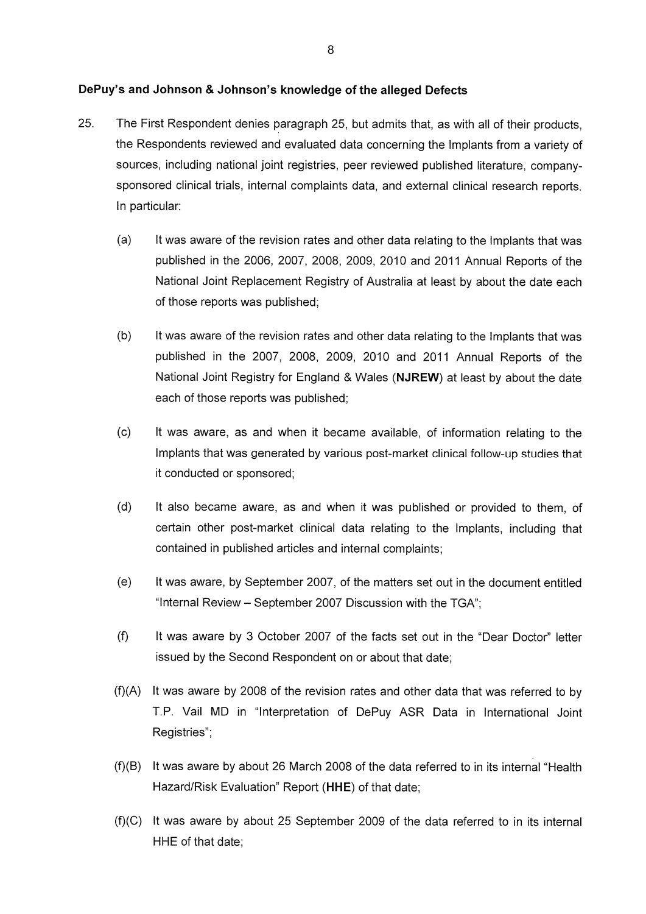## DePuy's and Johnson & Johnson's knowledge of the alleged Defects

25. The First Respondent denies paragraph 25, but admits that, as with all of their products, the Respondents reviewed and evaluated data concerning the Implants from a variety of sources, including national joint registries, peer reviewed published literature, company-sponsored clinical trials, internal complaints data, and external clinical research reports. In particular:

    (a) It was aware of the revision rates and other data relating to the Implants that was published in the 2006, 2007, 2008, 2009, 2010 and 2011 Annual Reports of the National Joint Replacement Registry of Australia at least by about the date each of those reports was published;

    (b) It was aware of the revision rates and other data relating to the Implants that was published in the 2007, 2008, 2009, 2010 and 2011 Annual Reports of the National Joint Registry for England & Wales (**NJREW**) at least by about the date each of those reports was published;

    (c) It was aware, as and when it became available, of information relating to the Implants that was generated by various post-market clinical follow-up studies that it conducted or sponsored;

    (d) It also became aware, as and when it was published or provided to them, of certain other post-market clinical data relating to the Implants, including that contained in published articles and internal complaints;

    (e) It was aware, by September 2007, of the matters set out in the document entitled "Internal Review – September 2007 Discussion with the TGA";

    (f) It was aware by 3 October 2007 of the facts set out in the "Dear Doctor" letter issued by the Second Respondent on or about that date;

    (f)(A) It was aware by 2008 of the revision rates and other data that was referred to by T.P. Vail MD in "Interpretation of DePuy ASR Data in International Joint Registries";

    (f)(B) It was aware by about 26 March 2008 of the data referred to in its internal "Health Hazard/Risk Evaluation" Report (**HHE**) of that date;

    (f)(C) It was aware by about 25 September 2009 of the data referred to in its internal HHE of that date;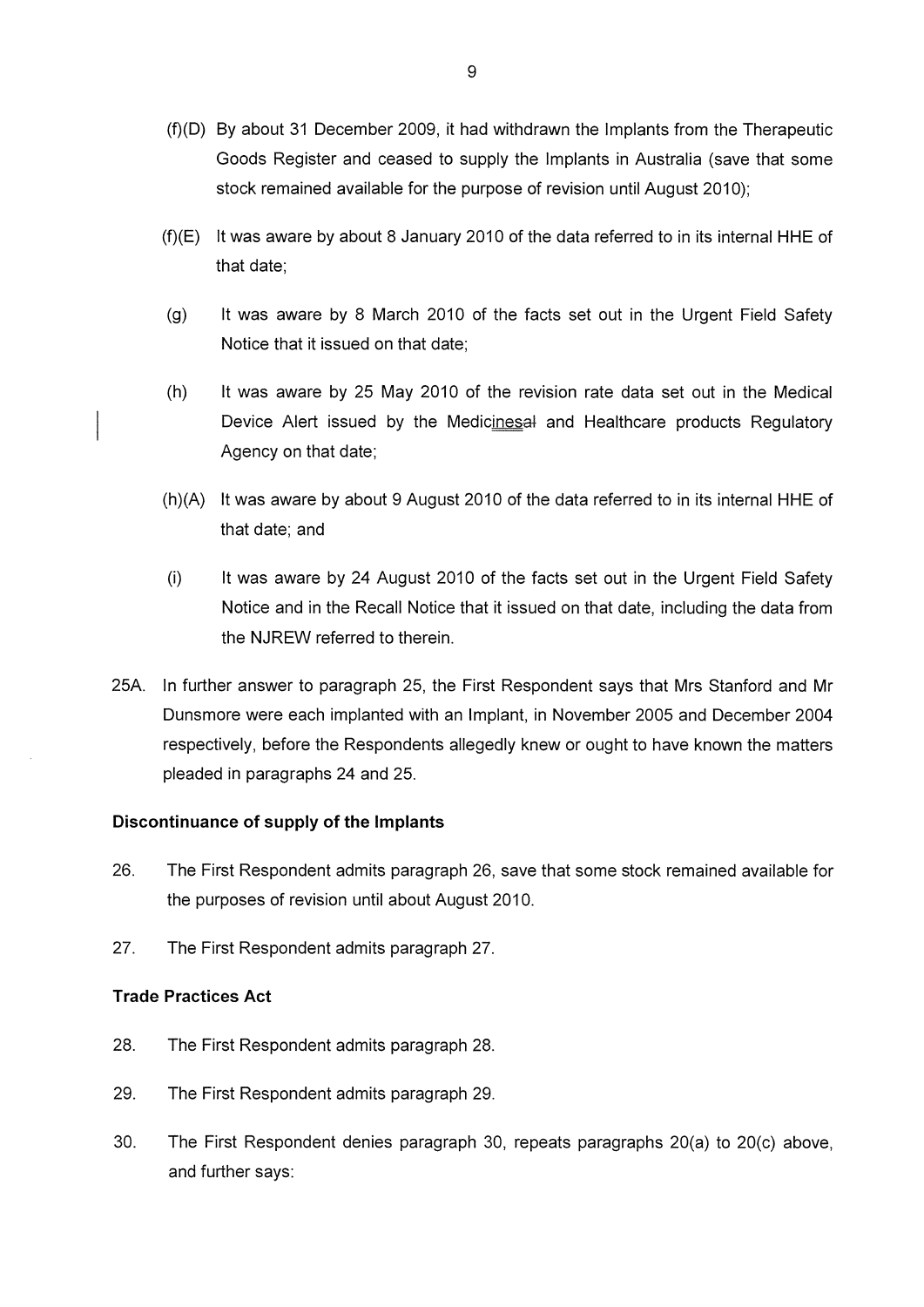(f)(D) By about 31 December 2009, it had withdrawn the Implants from the Therapeutic Goods Register and ceased to supply the Implants in Australia (save that some stock remained available for the purpose of revision until August 2010);

(f)(E) It was aware by about 8 January 2010 of the data referred to in its internal HHE of that date;

(g) It was aware by 8 March 2010 of the facts set out in the Urgent Field Safety Notice that it issued on that date;

(h) It was aware by 25 May 2010 of the revision rate data set out in the Medical Device Alert issued by the Medicinesal and Healthcare products Regulatory Agency on that date;

(h)(A) It was aware by about 9 August 2010 of the data referred to in its internal HHE of that date; and

(i) It was aware by 24 August 2010 of the facts set out in the Urgent Field Safety Notice and in the Recall Notice that it issued on that date, including the data from the NJREW referred to therein.

25A. In further answer to paragraph 25, the First Respondent says that Mrs Stanford and Mr Dunsmore were each implanted with an Implant, in November 2005 and December 2004 respectively, before the Respondents allegedly knew or ought to have known the matters pleaded in paragraphs 24 and 25.

**Discontinuance of supply of the Implants**

26. The First Respondent admits paragraph 26, save that some stock remained available for the purposes of revision until about August 2010.

27. The First Respondent admits paragraph 27.

**Trade Practices Act**

28. The First Respondent admits paragraph 28.

29. The First Respondent admits paragraph 29.

30. The First Respondent denies paragraph 30, repeats paragraphs 20(a) to 20(c) above, and further says: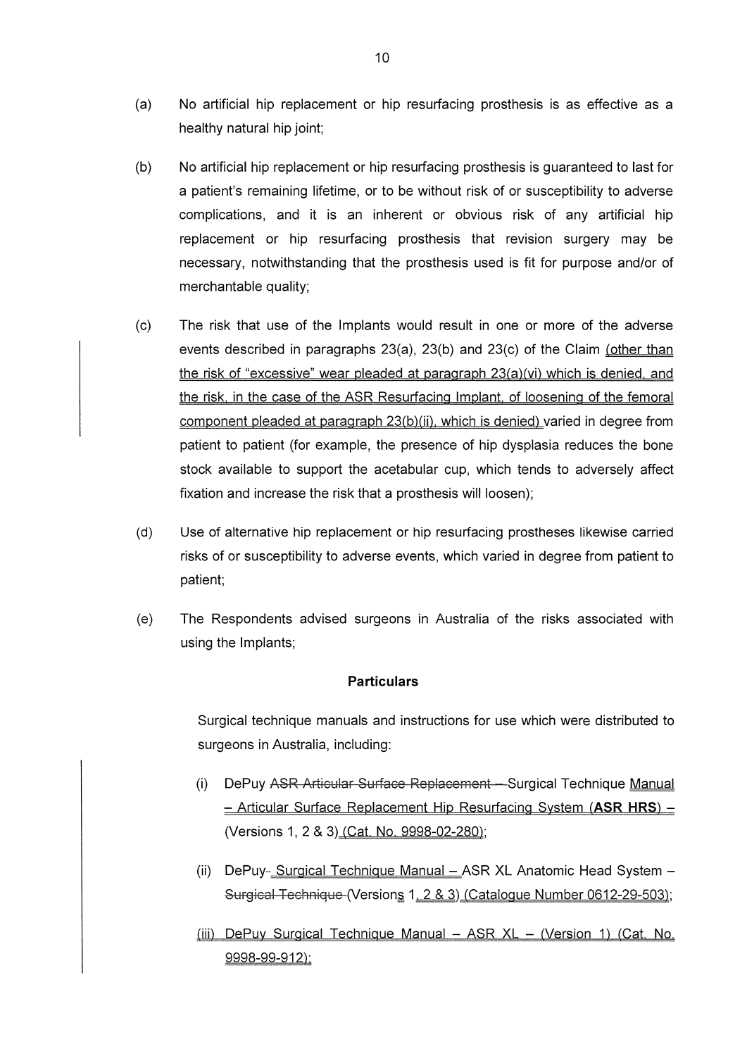(a) No artificial hip replacement or hip resurfacing prosthesis is as effective as a healthy natural hip joint;

(b) No artificial hip replacement or hip resurfacing prosthesis is guaranteed to last for a patient's remaining lifetime, or to be without risk of or susceptibility to adverse complications, and it is an inherent or obvious risk of any artificial hip replacement or hip resurfacing prosthesis that revision surgery may be necessary, notwithstanding that the prosthesis used is fit for purpose and/or of merchantable quality;

(c) The risk that use of the Implants would result in one or more of the adverse events described in paragraphs 23(a), 23(b) and 23(c) of the Claim <u>(other than the risk of "excessive" wear pleaded at paragraph 23(a)(vi) which is denied, and the risk, in the case of the ASR Resurfacing Implant, of loosening of the femoral component pleaded at paragraph 23(b)(ii), which is denied)</u> varied in degree from patient to patient (for example, the presence of hip dysplasia reduces the bone stock available to support the acetabular cup, which tends to adversely affect fixation and increase the risk that a prosthesis will loosen);

(d) Use of alternative hip replacement or hip resurfacing prostheses likewise carried risks of or susceptibility to adverse events, which varied in degree from patient to patient;

(e) The Respondents advised surgeons in Australia of the risks associated with using the Implants;

**Particulars**

Surgical technique manuals and instructions for use which were distributed to surgeons in Australia, including:

(i) DePuy ~~ASR Articular Surface Replacement –~~ Surgical Technique <u>Manual – Articular Surface Replacement Hip Resurfacing System (**ASR HRS**) –</u> (Versions 1, 2 & 3)<u> (Cat. No. 9998-02-280)</u>;

(ii) DePuy~~-~~ <u>Surgical Technique Manual –</u> ASR XL Anatomic Head System – ~~Surgical Technique~~ (Version<u>s</u> 1<u>, 2 & 3</u>) <u>(Catalogue Number 0612-29-503)</u>;

<u>(iii) DePuy Surgical Technique Manual – ASR XL – (Version 1) (Cat. No. 9998-99-912);</u>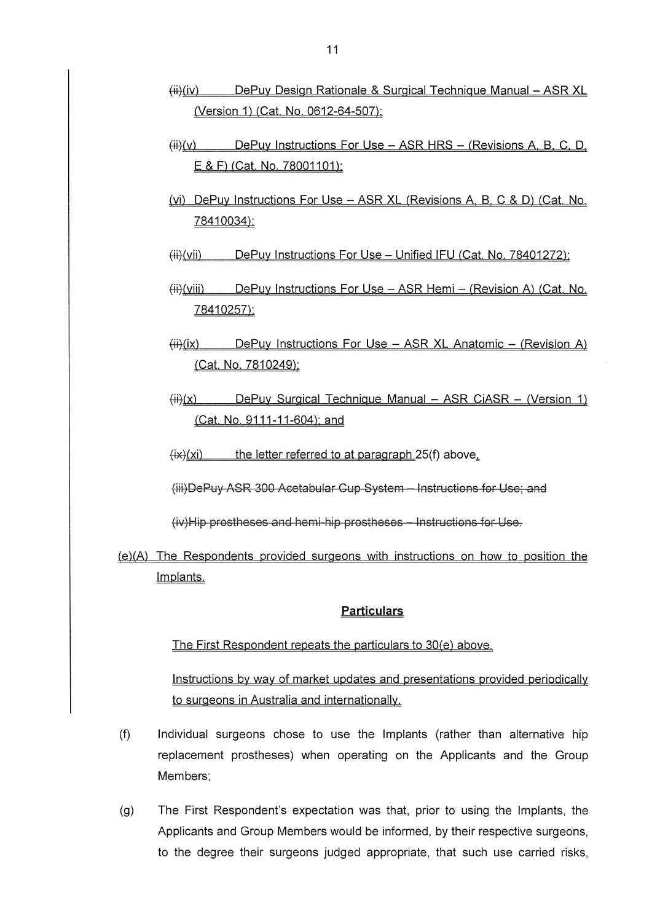~~(ii)~~(iv) DePuy Design Rationale & Surgical Technique Manual – ASR XL (Version 1) (Cat. No. 0612-64-507);

~~(ii)~~(v) DePuy Instructions For Use – ASR HRS – (Revisions A, B, C, D, E & F) (Cat. No. 78001101);

(vi) DePuy Instructions For Use – ASR XL (Revisions A, B, C & D) (Cat. No. 78410034);

~~(ii)~~(vii) DePuy Instructions For Use – Unified IFU (Cat. No. 78401272);

~~(ii)~~(viii) DePuy Instructions For Use – ASR Hemi – (Revision A) (Cat. No. 78410257);

~~(ii)~~(ix) DePuy Instructions For Use – ASR XL Anatomic – (Revision A) (Cat. No. 7810249);

~~(ii)~~(x) DePuy Surgical Technique Manual – ASR CiASR – (Version 1) (Cat. No. 9111-11-604); and

~~(ix)~~(xi) the letter referred to at paragraph 25(f) above.

~~(iii)DePuy ASR 300 Acetabular Cup System – Instructions for Use; and~~

~~(iv)Hip prostheses and hemi-hip prostheses – Instructions for Use.~~

(e)(A) The Respondents provided surgeons with instructions on how to position the Implants.

**Particulars**

The First Respondent repeats the particulars to 30(e) above.

Instructions by way of market updates and presentations provided periodically to surgeons in Australia and internationally.

(f) Individual surgeons chose to use the Implants (rather than alternative hip replacement prostheses) when operating on the Applicants and the Group Members;

(g) The First Respondent's expectation was that, prior to using the Implants, the Applicants and Group Members would be informed, by their respective surgeons, to the degree their surgeons judged appropriate, that such use carried risks,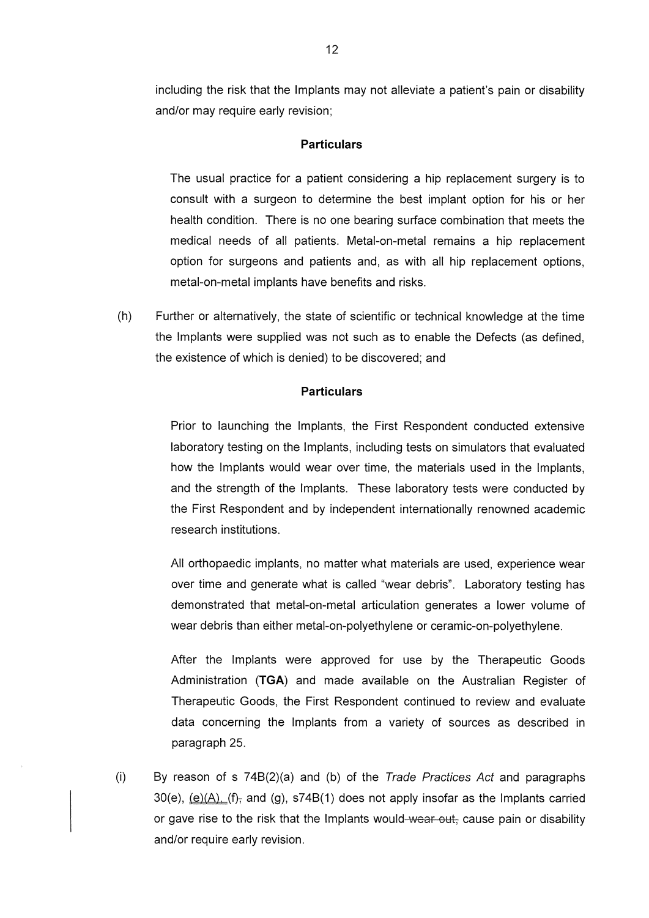including the risk that the Implants may not alleviate a patient's pain or disability and/or may require early revision;

**Particulars**

The usual practice for a patient considering a hip replacement surgery is to consult with a surgeon to determine the best implant option for his or her health condition. There is no one bearing surface combination that meets the medical needs of all patients. Metal-on-metal remains a hip replacement option for surgeons and patients and, as with all hip replacement options, metal-on-metal implants have benefits and risks.

(h) Further or alternatively, the state of scientific or technical knowledge at the time the Implants were supplied was not such as to enable the Defects (as defined, the existence of which is denied) to be discovered; and

**Particulars**

Prior to launching the Implants, the First Respondent conducted extensive laboratory testing on the Implants, including tests on simulators that evaluated how the Implants would wear over time, the materials used in the Implants, and the strength of the Implants. These laboratory tests were conducted by the First Respondent and by independent internationally renowned academic research institutions.

All orthopaedic implants, no matter what materials are used, experience wear over time and generate what is called "wear debris". Laboratory testing has demonstrated that metal-on-metal articulation generates a lower volume of wear debris than either metal-on-polyethylene or ceramic-on-polyethylene.

After the Implants were approved for use by the Therapeutic Goods Administration (**TGA**) and made available on the Australian Register of Therapeutic Goods, the First Respondent continued to review and evaluate data concerning the Implants from a variety of sources as described in paragraph 25.

(i) By reason of s 74B(2)(a) and (b) of the *Trade Practices Act* and paragraphs 30(e), <u>(e)(A),</u> (f)~~,~~ and (g), s74B(1) does not apply insofar as the Implants carried or gave rise to the risk that the Implants would ~~wear out,~~ cause pain or disability and/or require early revision.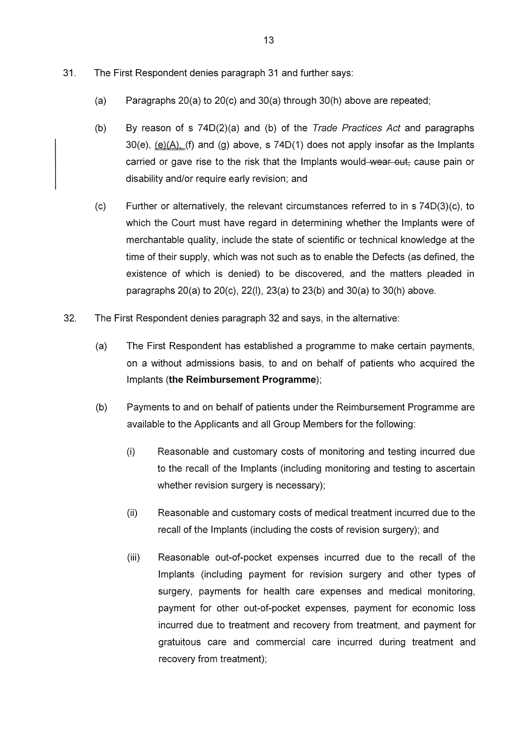31. The First Respondent denies paragraph 31 and further says:

    (a) Paragraphs 20(a) to 20(c) and 30(a) through 30(h) above are repeated;

    (b) By reason of s 74D(2)(a) and (b) of the *Trade Practices Act* and paragraphs 30(e), (e)(A), (f) and (g) above, s 74D(1) does not apply insofar as the Implants carried or gave rise to the risk that the Implants would ~~wear out,~~ cause pain or disability and/or require early revision; and

    (c) Further or alternatively, the relevant circumstances referred to in s 74D(3)(c), to which the Court must have regard in determining whether the Implants were of merchantable quality, include the state of scientific or technical knowledge at the time of their supply, which was not such as to enable the Defects (as defined, the existence of which is denied) to be discovered, and the matters pleaded in paragraphs 20(a) to 20(c), 22(l), 23(a) to 23(b) and 30(a) to 30(h) above.

32. The First Respondent denies paragraph 32 and says, in the alternative:

    (a) The First Respondent has established a programme to make certain payments, on a without admissions basis, to and on behalf of patients who acquired the Implants (**the Reimbursement Programme**);

    (b) Payments to and on behalf of patients under the Reimbursement Programme are available to the Applicants and all Group Members for the following:

        (i) Reasonable and customary costs of monitoring and testing incurred due to the recall of the Implants (including monitoring and testing to ascertain whether revision surgery is necessary);

        (ii) Reasonable and customary costs of medical treatment incurred due to the recall of the Implants (including the costs of revision surgery); and

        (iii) Reasonable out-of-pocket expenses incurred due to the recall of the Implants (including payment for revision surgery and other types of surgery, payments for health care expenses and medical monitoring, payment for other out-of-pocket expenses, payment for economic loss incurred due to treatment and recovery from treatment, and payment for gratuitous care and commercial care incurred during treatment and recovery from treatment);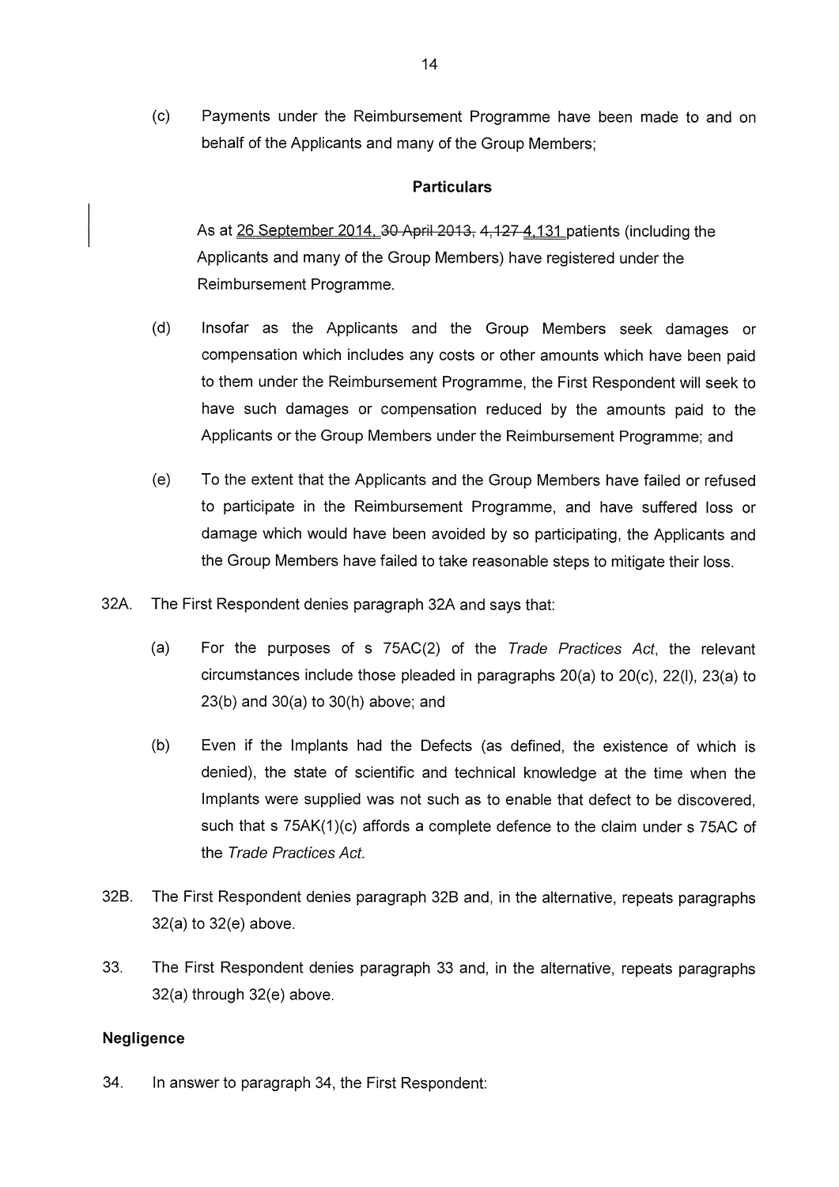(c) Payments under the Reimbursement Programme have been made to and on behalf of the Applicants and many of the Group Members;

**Particulars**

As at <u>26 September 2014,</u> ~~30 April 2013,~~ ~~4,127~~ <u>4,131</u> patients (including the Applicants and many of the Group Members) have registered under the Reimbursement Programme.

(d) Insofar as the Applicants and the Group Members seek damages or compensation which includes any costs or other amounts which have been paid to them under the Reimbursement Programme, the First Respondent will seek to have such damages or compensation reduced by the amounts paid to the Applicants or the Group Members under the Reimbursement Programme; and

(e) To the extent that the Applicants and the Group Members have failed or refused to participate in the Reimbursement Programme, and have suffered loss or damage which would have been avoided by so participating, the Applicants and the Group Members have failed to take reasonable steps to mitigate their loss.

32A. The First Respondent denies paragraph 32A and says that:

(a) For the purposes of s 75AC(2) of the *Trade Practices Act*, the relevant circumstances include those pleaded in paragraphs 20(a) to 20(c), 22(l), 23(a) to 23(b) and 30(a) to 30(h) above; and

(b) Even if the Implants had the Defects (as defined, the existence of which is denied), the state of scientific and technical knowledge at the time when the Implants were supplied was not such as to enable that defect to be discovered, such that s 75AK(1)(c) affords a complete defence to the claim under s 75AC of the *Trade Practices Act*.

32B. The First Respondent denies paragraph 32B and, in the alternative, repeats paragraphs 32(a) to 32(e) above.

33. The First Respondent denies paragraph 33 and, in the alternative, repeats paragraphs 32(a) through 32(e) above.

**Negligence**

34. In answer to paragraph 34, the First Respondent: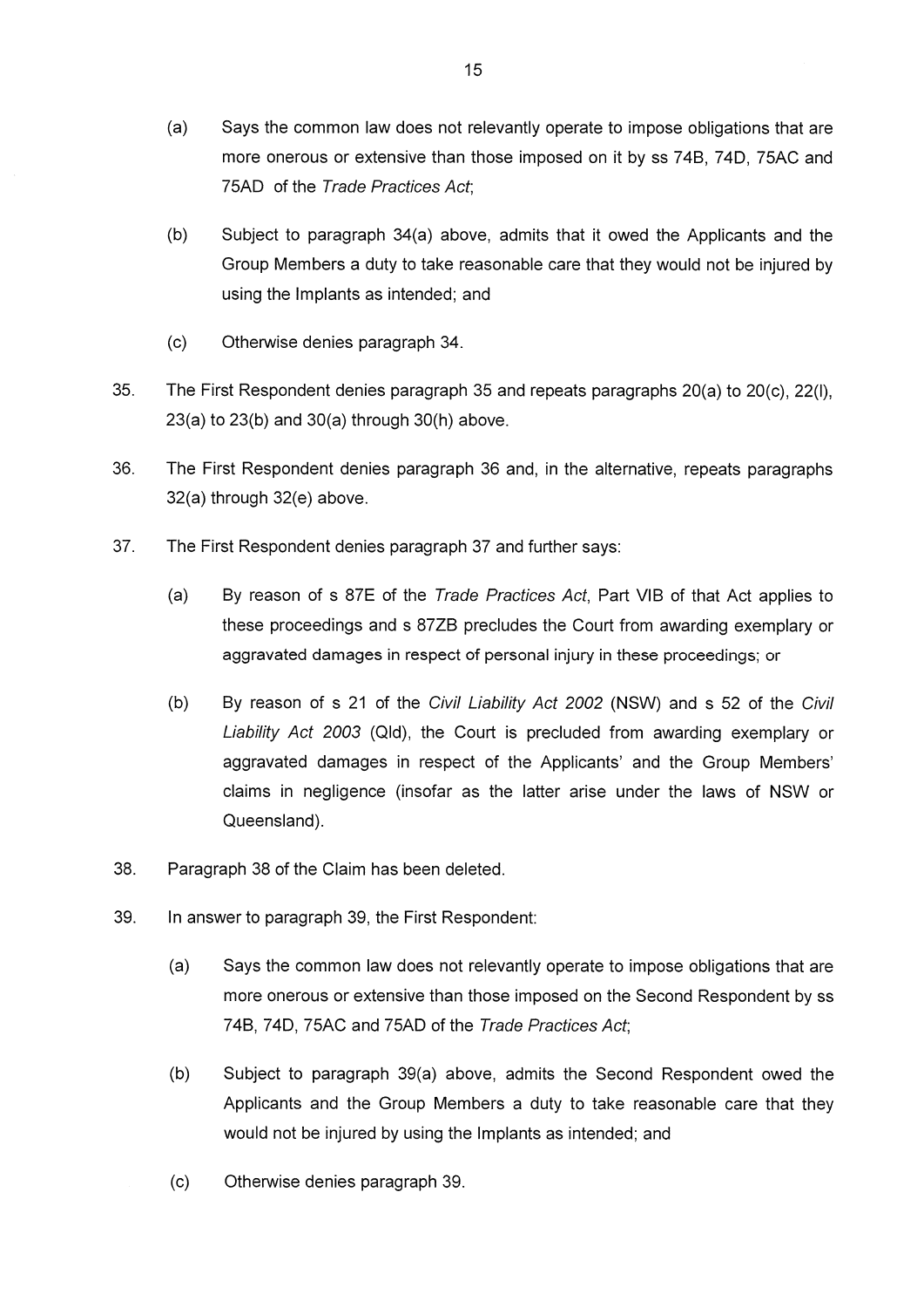(a) Says the common law does not relevantly operate to impose obligations that are more onerous or extensive than those imposed on it by ss 74B, 74D, 75AC and 75AD of the *Trade Practices Act*;

(b) Subject to paragraph 34(a) above, admits that it owed the Applicants and the Group Members a duty to take reasonable care that they would not be injured by using the Implants as intended; and

(c) Otherwise denies paragraph 34.

35. The First Respondent denies paragraph 35 and repeats paragraphs 20(a) to 20(c), 22(l), 23(a) to 23(b) and 30(a) through 30(h) above.

36. The First Respondent denies paragraph 36 and, in the alternative, repeats paragraphs 32(a) through 32(e) above.

37. The First Respondent denies paragraph 37 and further says:

(a) By reason of s 87E of the *Trade Practices Act*, Part VIB of that Act applies to these proceedings and s 87ZB precludes the Court from awarding exemplary or aggravated damages in respect of personal injury in these proceedings; or

(b) By reason of s 21 of the *Civil Liability Act 2002* (NSW) and s 52 of the *Civil Liability Act 2003* (Qld), the Court is precluded from awarding exemplary or aggravated damages in respect of the Applicants' and the Group Members' claims in negligence (insofar as the latter arise under the laws of NSW or Queensland).

38. Paragraph 38 of the Claim has been deleted.

39. In answer to paragraph 39, the First Respondent:

(a) Says the common law does not relevantly operate to impose obligations that are more onerous or extensive than those imposed on the Second Respondent by ss 74B, 74D, 75AC and 75AD of the *Trade Practices Act*;

(b) Subject to paragraph 39(a) above, admits the Second Respondent owed the Applicants and the Group Members a duty to take reasonable care that they would not be injured by using the Implants as intended; and

(c) Otherwise denies paragraph 39.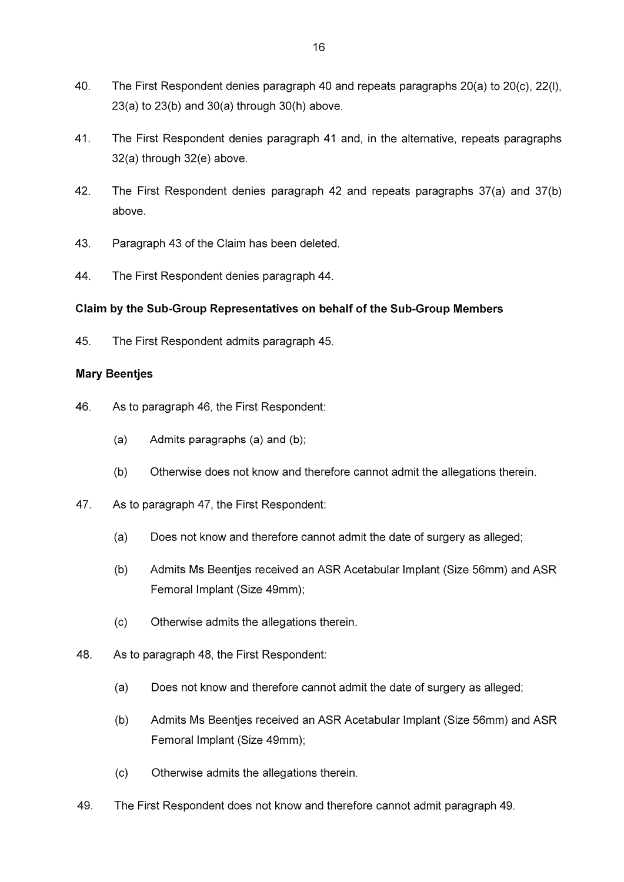40. The First Respondent denies paragraph 40 and repeats paragraphs 20(a) to 20(c), 22(l), 23(a) to 23(b) and 30(a) through 30(h) above.

41. The First Respondent denies paragraph 41 and, in the alternative, repeats paragraphs 32(a) through 32(e) above.

42. The First Respondent denies paragraph 42 and repeats paragraphs 37(a) and 37(b) above.

43. Paragraph 43 of the Claim has been deleted.

44. The First Respondent denies paragraph 44.

**Claim by the Sub-Group Representatives on behalf of the Sub-Group Members**

45. The First Respondent admits paragraph 45.

**Mary Beentjes**

46. As to paragraph 46, the First Respondent:

    (a) Admits paragraphs (a) and (b);

    (b) Otherwise does not know and therefore cannot admit the allegations therein.

47. As to paragraph 47, the First Respondent:

    (a) Does not know and therefore cannot admit the date of surgery as alleged;

    (b) Admits Ms Beentjes received an ASR Acetabular Implant (Size 56mm) and ASR Femoral Implant (Size 49mm);

    (c) Otherwise admits the allegations therein.

48. As to paragraph 48, the First Respondent:

    (a) Does not know and therefore cannot admit the date of surgery as alleged;

    (b) Admits Ms Beentjes received an ASR Acetabular Implant (Size 56mm) and ASR Femoral Implant (Size 49mm);

    (c) Otherwise admits the allegations therein.

49. The First Respondent does not know and therefore cannot admit paragraph 49.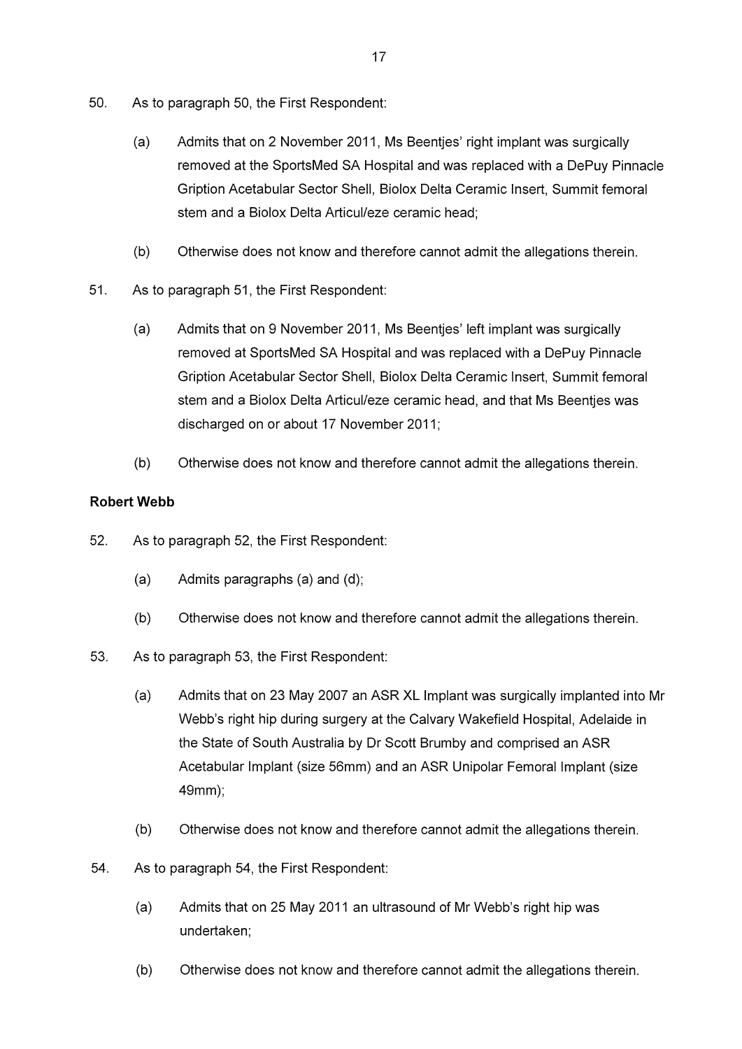50. As to paragraph 50, the First Respondent:

    (a) Admits that on 2 November 2011, Ms Beentjes' right implant was surgically removed at the SportsMed SA Hospital and was replaced with a DePuy Pinnacle Gription Acetabular Sector Shell, Biolox Delta Ceramic Insert, Summit femoral stem and a Biolox Delta Articul/eze ceramic head;

    (b) Otherwise does not know and therefore cannot admit the allegations therein.

51. As to paragraph 51, the First Respondent:

    (a) Admits that on 9 November 2011, Ms Beentjes' left implant was surgically removed at SportsMed SA Hospital and was replaced with a DePuy Pinnacle Gription Acetabular Sector Shell, Biolox Delta Ceramic Insert, Summit femoral stem and a Biolox Delta Articul/eze ceramic head, and that Ms Beentjes was discharged on or about 17 November 2011;

    (b) Otherwise does not know and therefore cannot admit the allegations therein.

**Robert Webb**

52. As to paragraph 52, the First Respondent:

    (a) Admits paragraphs (a) and (d);

    (b) Otherwise does not know and therefore cannot admit the allegations therein.

53. As to paragraph 53, the First Respondent:

    (a) Admits that on 23 May 2007 an ASR XL Implant was surgically implanted into Mr Webb's right hip during surgery at the Calvary Wakefield Hospital, Adelaide in the State of South Australia by Dr Scott Brumby and comprised an ASR Acetabular Implant (size 56mm) and an ASR Unipolar Femoral Implant (size 49mm);

    (b) Otherwise does not know and therefore cannot admit the allegations therein.

54. As to paragraph 54, the First Respondent:

    (a) Admits that on 25 May 2011 an ultrasound of Mr Webb's right hip was undertaken;

    (b) Otherwise does not know and therefore cannot admit the allegations therein.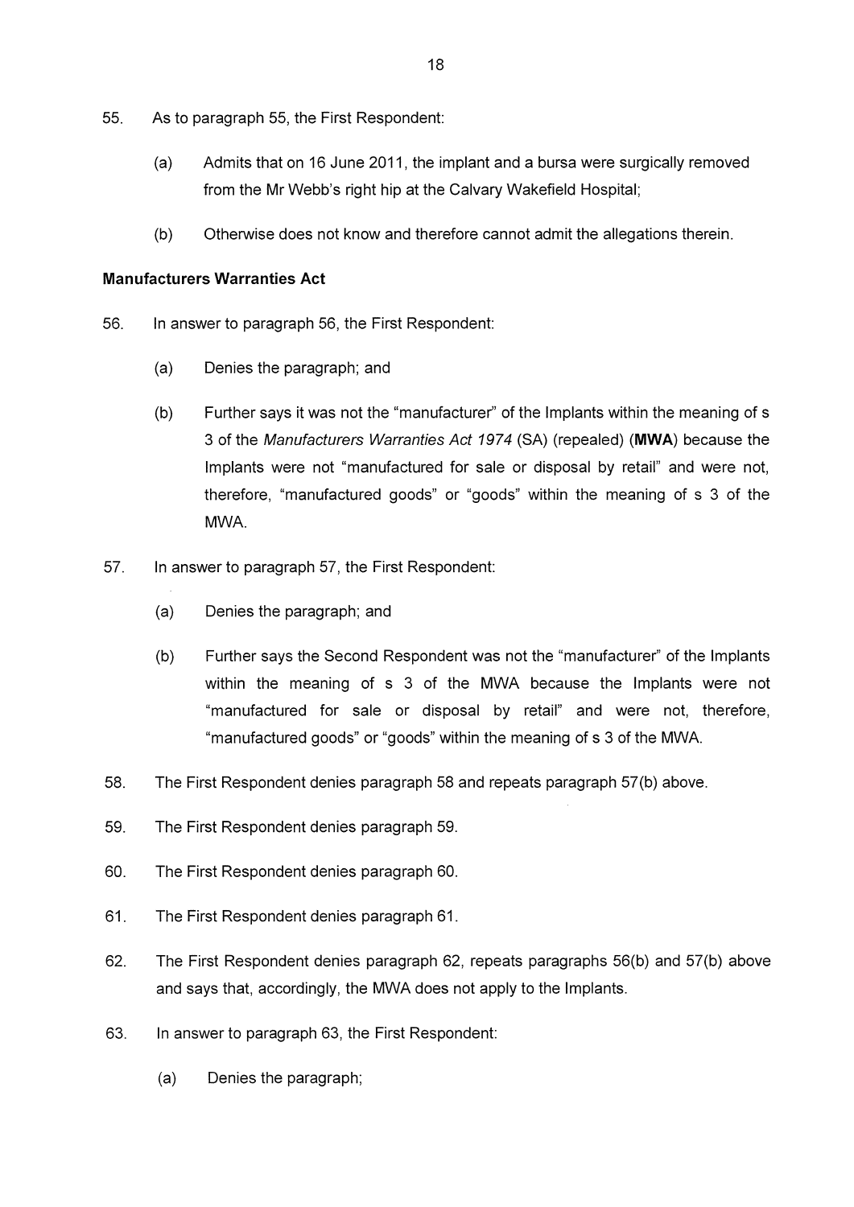55. As to paragraph 55, the First Respondent:

    (a) Admits that on 16 June 2011, the implant and a bursa were surgically removed from the Mr Webb's right hip at the Calvary Wakefield Hospital;

    (b) Otherwise does not know and therefore cannot admit the allegations therein.

**Manufacturers Warranties Act**

56. In answer to paragraph 56, the First Respondent:

    (a) Denies the paragraph; and

    (b) Further says it was not the "manufacturer" of the Implants within the meaning of s 3 of the *Manufacturers Warranties Act 1974* (SA) (repealed) (**MWA**) because the Implants were not "manufactured for sale or disposal by retail" and were not, therefore, "manufactured goods" or "goods" within the meaning of s 3 of the MWA.

57. In answer to paragraph 57, the First Respondent:

    (a) Denies the paragraph; and

    (b) Further says the Second Respondent was not the "manufacturer" of the Implants within the meaning of s 3 of the MWA because the Implants were not "manufactured for sale or disposal by retail" and were not, therefore, "manufactured goods" or "goods" within the meaning of s 3 of the MWA.

58. The First Respondent denies paragraph 58 and repeats paragraph 57(b) above.

59. The First Respondent denies paragraph 59.

60. The First Respondent denies paragraph 60.

61. The First Respondent denies paragraph 61.

62. The First Respondent denies paragraph 62, repeats paragraphs 56(b) and 57(b) above and says that, accordingly, the MWA does not apply to the Implants.

63. In answer to paragraph 63, the First Respondent:

    (a) Denies the paragraph;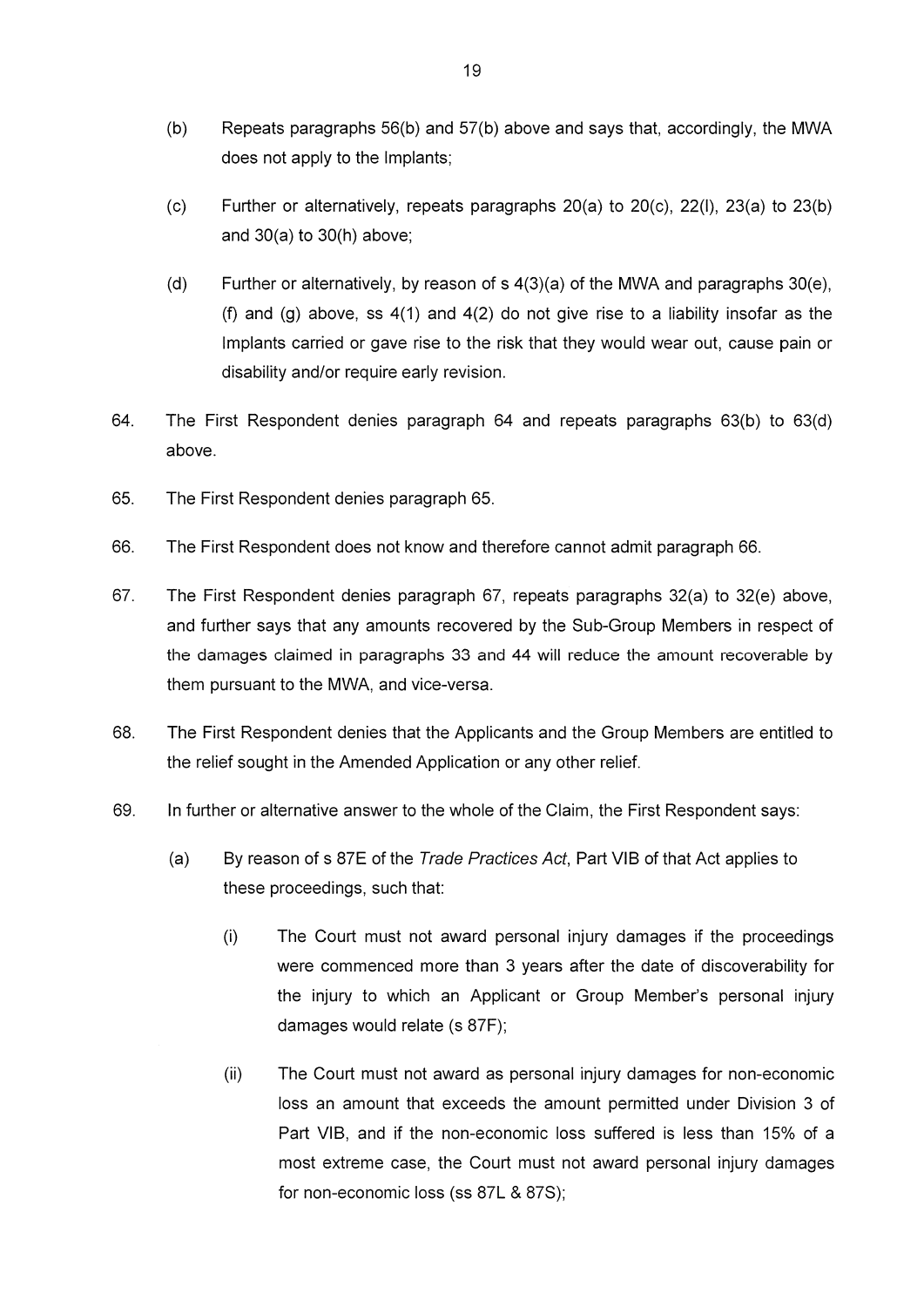(b) Repeats paragraphs 56(b) and 57(b) above and says that, accordingly, the MWA does not apply to the Implants;

(c) Further or alternatively, repeats paragraphs 20(a) to 20(c), 22(l), 23(a) to 23(b) and 30(a) to 30(h) above;

(d) Further or alternatively, by reason of s 4(3)(a) of the MWA and paragraphs 30(e), (f) and (g) above, ss 4(1) and 4(2) do not give rise to a liability insofar as the Implants carried or gave rise to the risk that they would wear out, cause pain or disability and/or require early revision.

64. The First Respondent denies paragraph 64 and repeats paragraphs 63(b) to 63(d) above.

65. The First Respondent denies paragraph 65.

66. The First Respondent does not know and therefore cannot admit paragraph 66.

67. The First Respondent denies paragraph 67, repeats paragraphs 32(a) to 32(e) above, and further says that any amounts recovered by the Sub-Group Members in respect of the damages claimed in paragraphs 33 and 44 will reduce the amount recoverable by them pursuant to the MWA, and vice-versa.

68. The First Respondent denies that the Applicants and the Group Members are entitled to the relief sought in the Amended Application or any other relief.

69. In further or alternative answer to the whole of the Claim, the First Respondent says:

(a) By reason of s 87E of the *Trade Practices Act*, Part VIB of that Act applies to these proceedings, such that:

(i) The Court must not award personal injury damages if the proceedings were commenced more than 3 years after the date of discoverability for the injury to which an Applicant or Group Member's personal injury damages would relate (s 87F);

(ii) The Court must not award as personal injury damages for non-economic loss an amount that exceeds the amount permitted under Division 3 of Part VIB, and if the non-economic loss suffered is less than 15% of a most extreme case, the Court must not award personal injury damages for non-economic loss (ss 87L & 87S);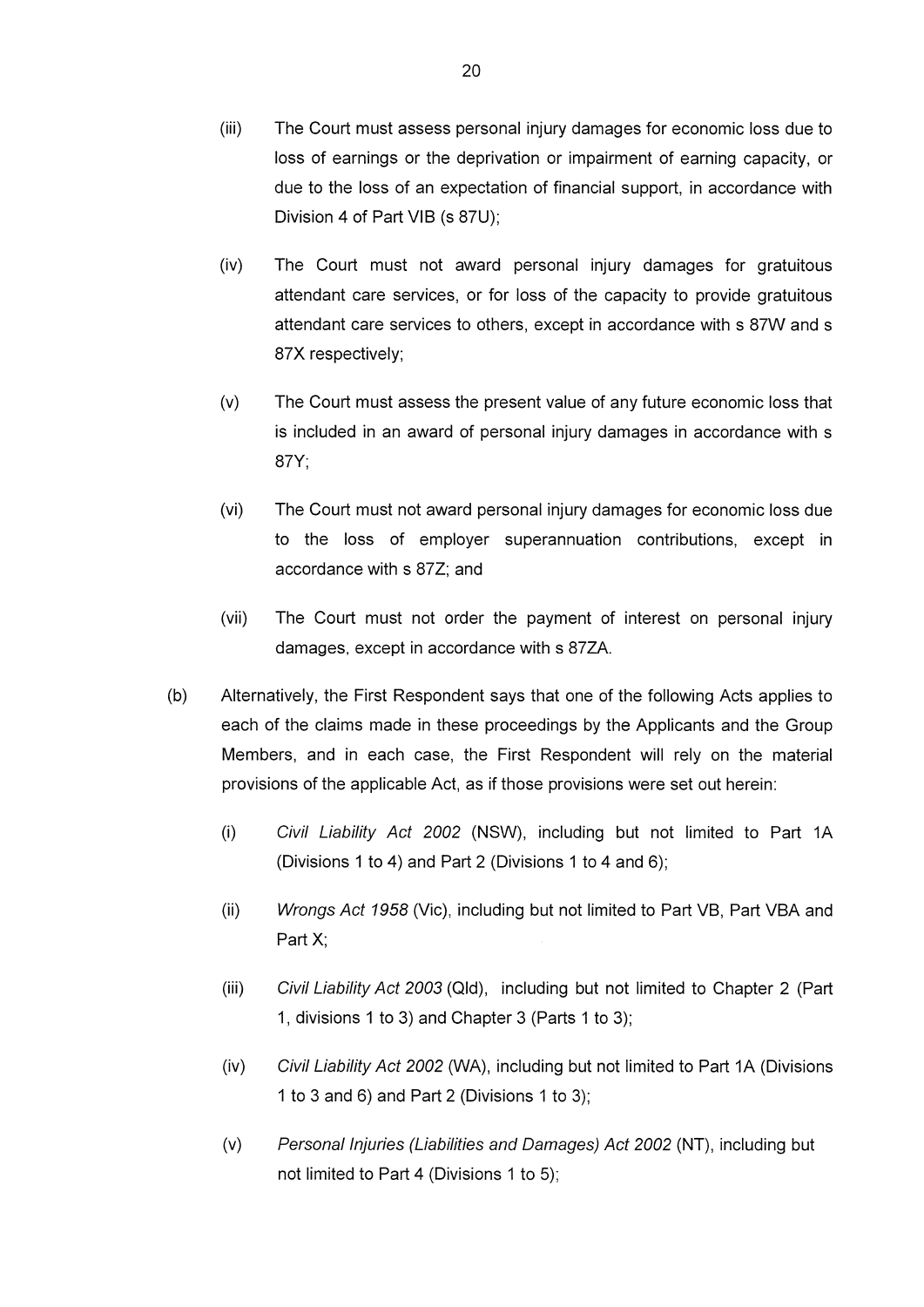(iii) The Court must assess personal injury damages for economic loss due to loss of earnings or the deprivation or impairment of earning capacity, or due to the loss of an expectation of financial support, in accordance with Division 4 of Part VIB (s 87U);

(iv) The Court must not award personal injury damages for gratuitous attendant care services, or for loss of the capacity to provide gratuitous attendant care services to others, except in accordance with s 87W and s 87X respectively;

(v) The Court must assess the present value of any future economic loss that is included in an award of personal injury damages in accordance with s 87Y;

(vi) The Court must not award personal injury damages for economic loss due to the loss of employer superannuation contributions, except in accordance with s 87Z; and

(vii) The Court must not order the payment of interest on personal injury damages, except in accordance with s 87ZA.

(b) Alternatively, the First Respondent says that one of the following Acts applies to each of the claims made in these proceedings by the Applicants and the Group Members, and in each case, the First Respondent will rely on the material provisions of the applicable Act, as if those provisions were set out herein:

(i) *Civil Liability Act 2002* (NSW), including but not limited to Part 1A (Divisions 1 to 4) and Part 2 (Divisions 1 to 4 and 6);

(ii) *Wrongs Act 1958* (Vic), including but not limited to Part VB, Part VBA and Part X;

(iii) *Civil Liability Act 2003* (Qld), including but not limited to Chapter 2 (Part 1, divisions 1 to 3) and Chapter 3 (Parts 1 to 3);

(iv) *Civil Liability Act 2002* (WA), including but not limited to Part 1A (Divisions 1 to 3 and 6) and Part 2 (Divisions 1 to 3);

(v) *Personal Injuries (Liabilities and Damages) Act 2002* (NT), including but not limited to Part 4 (Divisions 1 to 5);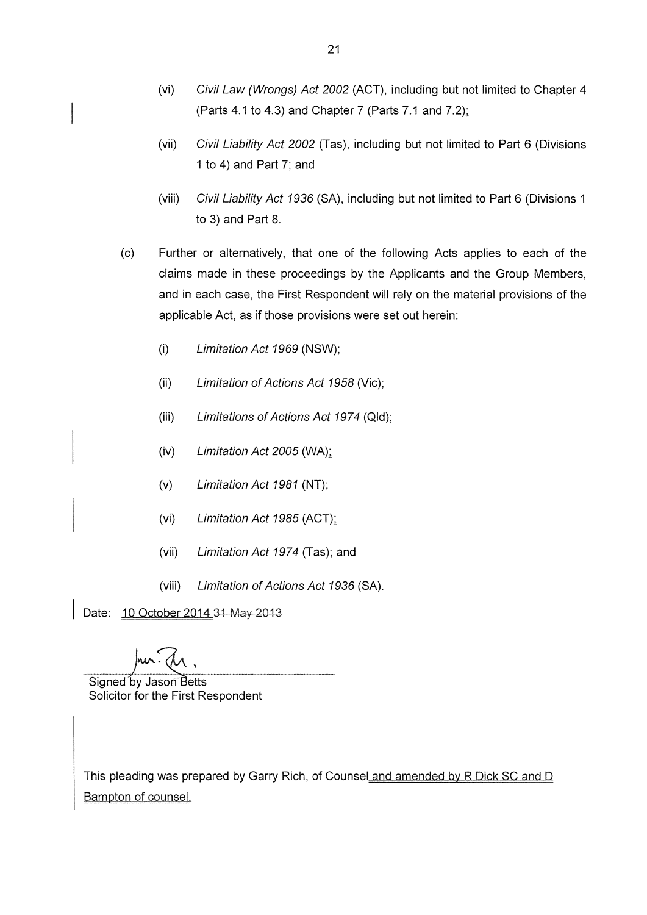(vi) *Civil Law (Wrongs) Act 2002* (ACT), including but not limited to Chapter 4 (Parts 4.1 to 4.3) and Chapter 7 (Parts 7.1 and 7.2);

(vii) *Civil Liability Act 2002* (Tas), including but not limited to Part 6 (Divisions 1 to 4) and Part 7; and

(viii) *Civil Liability Act 1936* (SA), including but not limited to Part 6 (Divisions 1 to 3) and Part 8.

(c) Further or alternatively, that one of the following Acts applies to each of the claims made in these proceedings by the Applicants and the Group Members, and in each case, the First Respondent will rely on the material provisions of the applicable Act, as if those provisions were set out herein:

(i) *Limitation Act 1969* (NSW);

(ii) *Limitation of Actions Act 1958* (Vic);

(iii) *Limitations of Actions Act 1974* (Qld);

(iv) *Limitation Act 2005* (WA);

(v) *Limitation Act 1981* (NT);

(vi) *Limitation Act 1985* (ACT);

(vii) *Limitation Act 1974* (Tas); and

(viii) *Limitation of Actions Act 1936* (SA).

Date: 10 October 2014 ~~31 May 2013~~

Signed by Jason Betts
Solicitor for the First Respondent

This pleading was prepared by Garry Rich, of Counsel and amended by R Dick SC and D Bampton of counsel.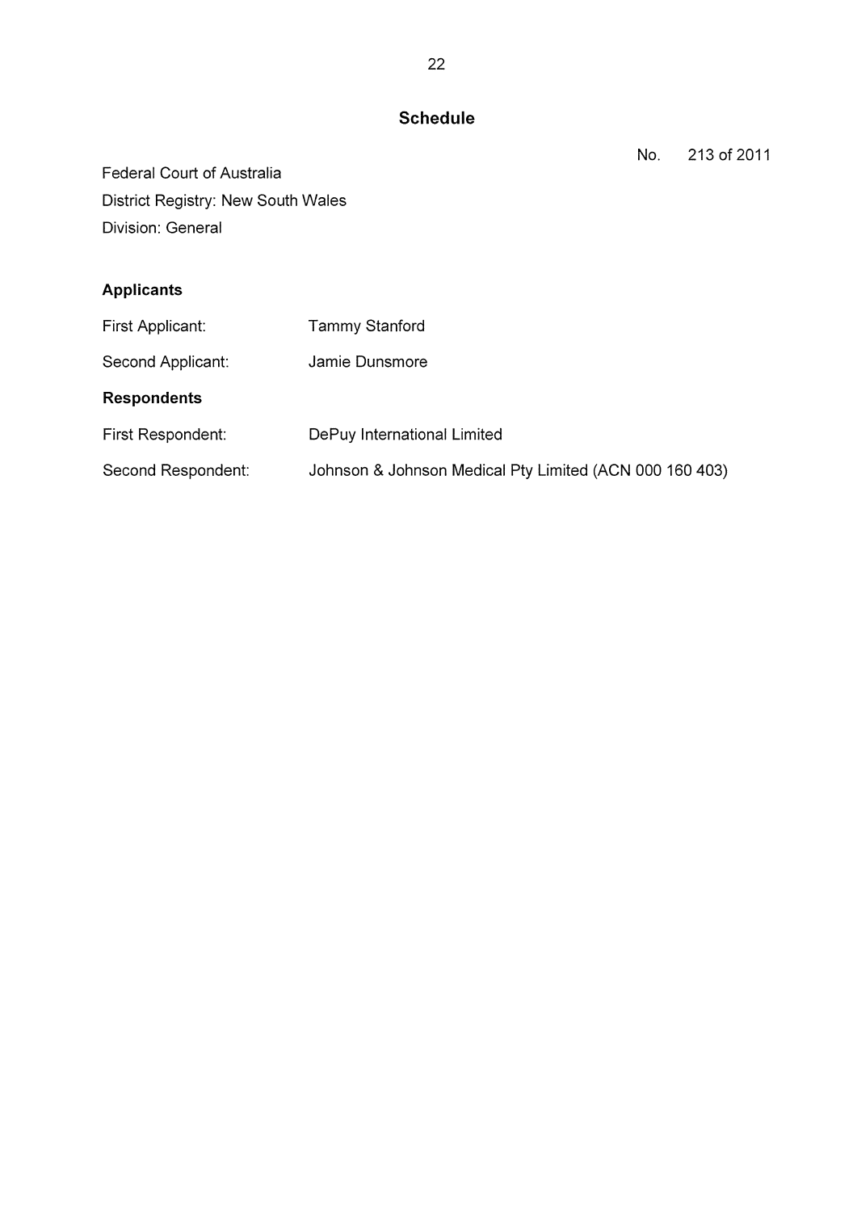## Schedule

No. 213 of 2011

Federal Court of Australia
District Registry: New South Wales
Division: General

**Applicants**

| | |
|---|---|
| First Applicant: | Tammy Stanford |
| Second Applicant: | Jamie Dunsmore |

**Respondents**

| | |
|---|---|
| First Respondent: | DePuy International Limited |
| Second Respondent: | Johnson & Johnson Medical Pty Limited (ACN 000 160 403) |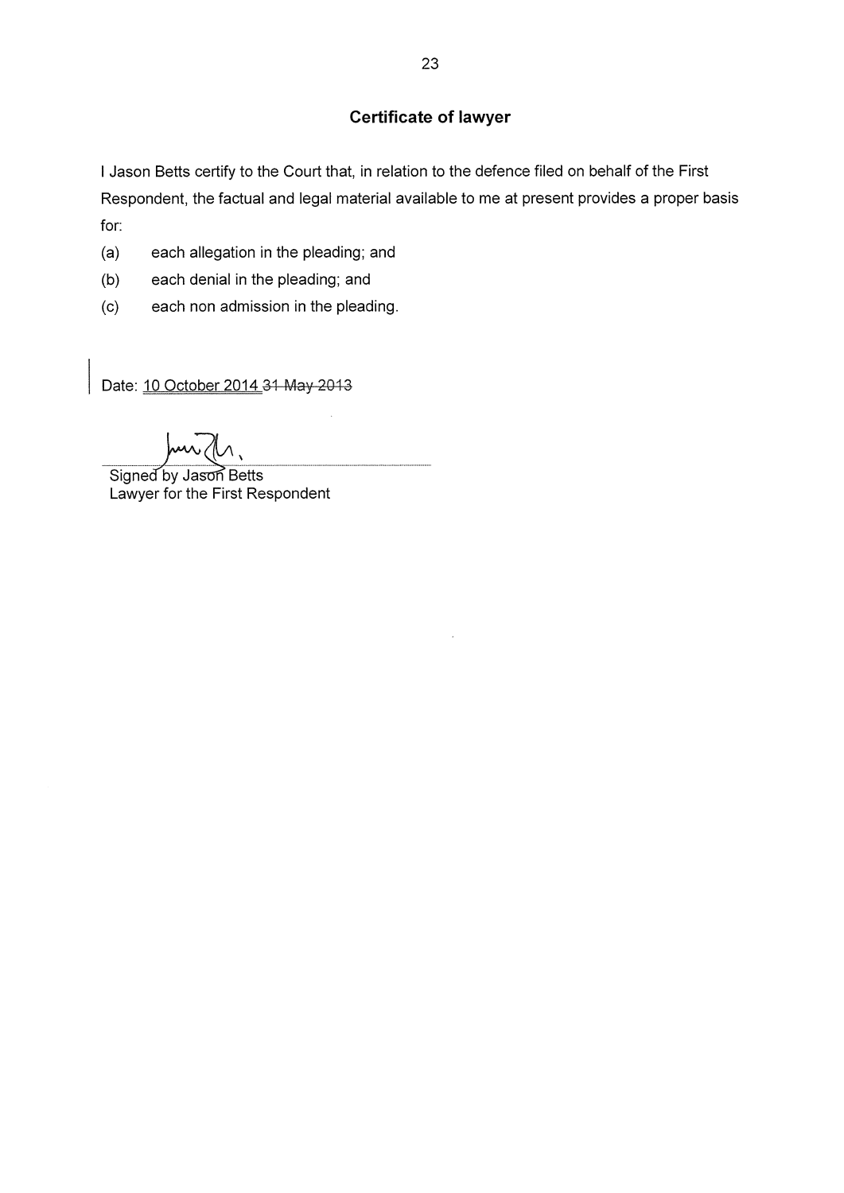## Certificate of lawyer

I Jason Betts certify to the Court that, in relation to the defence filed on behalf of the First Respondent, the factual and legal material available to me at present provides a proper basis for:

(a) each allegation in the pleading; and

(b) each denial in the pleading; and

(c) each non admission in the pleading.

Date: <u>10 October 2014</u> ~~31 May 2013~~

Signed by Jason Betts
Lawyer for the First Respondent